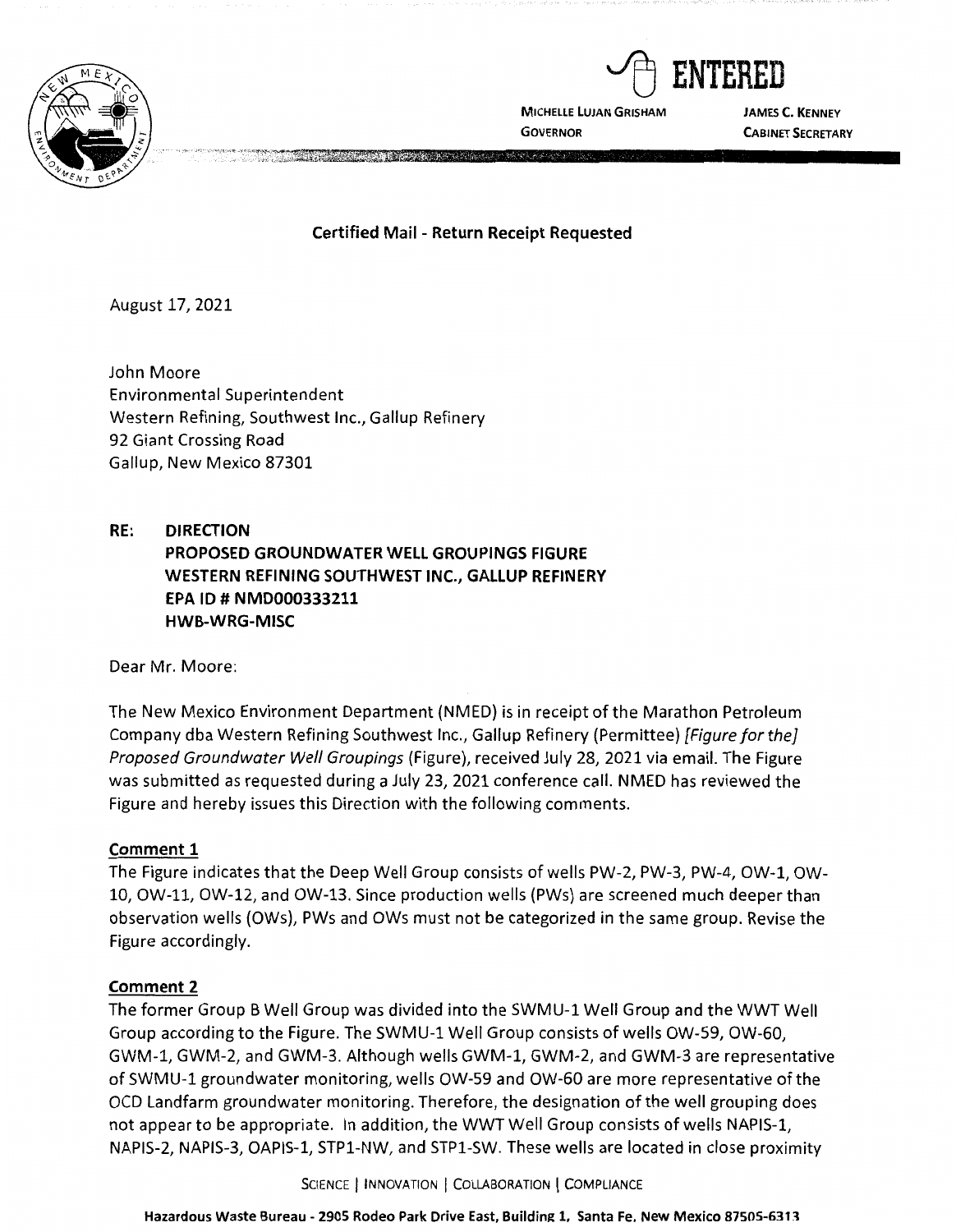ENTERED

MICHELLE LUJAN GRISHAM
GOVERNOR

JAMES C. KENNEY
CABINET SECRETARY

**Certified Mail - Return Receipt Requested**

August 17, 2021

John Moore
Environmental Superintendent
Western Refining, Southwest Inc., Gallup Refinery
92 Giant Crossing Road
Gallup, New Mexico 87301

**RE: DIRECTION**
**PROPOSED GROUNDWATER WELL GROUPINGS FIGURE**
**WESTERN REFINING SOUTHWEST INC., GALLUP REFINERY**
**EPA ID # NMD000333211**
**HWB-WRG-MISC**

Dear Mr. Moore:

The New Mexico Environment Department (NMED) is in receipt of the Marathon Petroleum Company dba Western Refining Southwest Inc., Gallup Refinery (Permittee) *[Figure for the] Proposed Groundwater Well Groupings* (Figure), received July 28, 2021 via email. The Figure was submitted as requested during a July 23, 2021 conference call. NMED has reviewed the Figure and hereby issues this Direction with the following comments.

**Comment 1**

The Figure indicates that the Deep Well Group consists of wells PW-2, PW-3, PW-4, OW-1, OW-10, OW-11, OW-12, and OW-13. Since production wells (PWs) are screened much deeper than observation wells (OWs), PWs and OWs must not be categorized in the same group. Revise the Figure accordingly.

**Comment 2**

The former Group B Well Group was divided into the SWMU-1 Well Group and the WWT Well Group according to the Figure. The SWMU-1 Well Group consists of wells OW-59, OW-60, GWM-1, GWM-2, and GWM-3. Although wells GWM-1, GWM-2, and GWM-3 are representative of SWMU-1 groundwater monitoring, wells OW-59 and OW-60 are more representative of the OCD Landfarm groundwater monitoring. Therefore, the designation of the well grouping does not appear to be appropriate. In addition, the WWT Well Group consists of wells NAPIS-1, NAPIS-2, NAPIS-3, OAPIS-1, STP1-NW, and STP1-SW. These wells are located in close proximity

SCIENCE | INNOVATION | COLLABORATION | COMPLIANCE

**Hazardous Waste Bureau - 2905 Rodeo Park Drive East, Building 1, Santa Fe, New Mexico 87505-6313**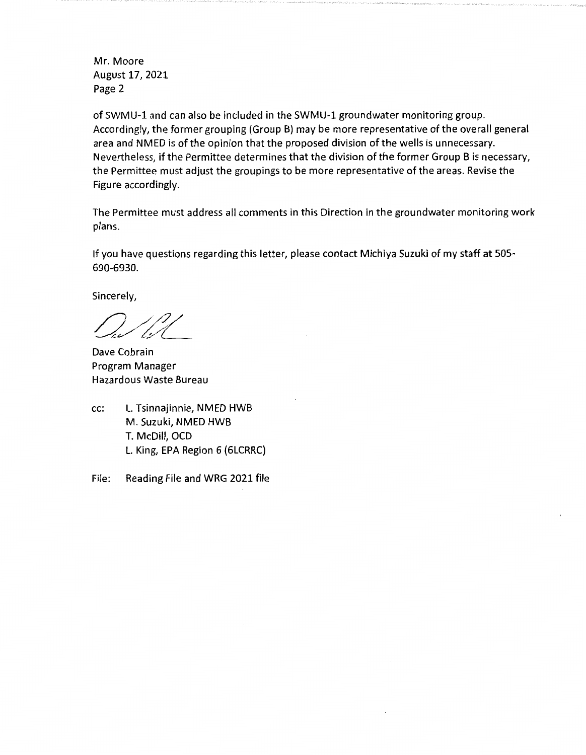of SWMU-1 and can also be included in the SWMU-1 groundwater monitoring group. Accordingly, the former grouping (Group B) may be more representative of the overall general area and NMED is of the opinion that the proposed division of the wells is unnecessary. Nevertheless, if the Permittee determines that the division of the former Group B is necessary, the Permittee must adjust the groupings to be more representative of the areas. Revise the Figure accordingly.

The Permittee must address all comments in this Direction in the groundwater monitoring work plans.

If you have questions regarding this letter, please contact Michiya Suzuki of my staff at 505-690-6930.

Sincerely,

Dave Cobrain
Program Manager
Hazardous Waste Bureau

cc: L. Tsinnajinnie, NMED HWB
M. Suzuki, NMED HWB
T. McDill, OCD
L. King, EPA Region 6 (6LCRRC)

File: Reading File and WRG 2021 file